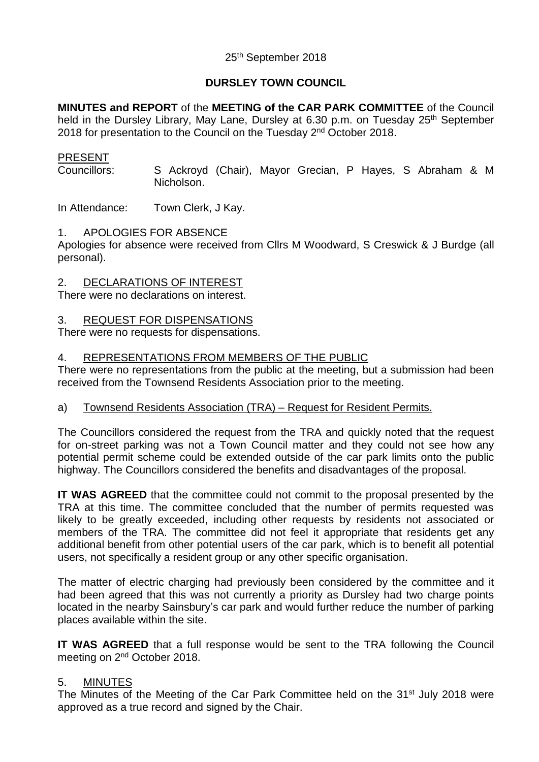25th September 2018

**DURSLEY TOWN COUNCIL**

**MINUTES and REPORT** of the **MEETING of the CAR PARK COMMITTEE** of the Council held in the Dursley Library, May Lane, Dursley at 6.30 p.m. on Tuesday 25th September 2018 for presentation to the Council on the Tuesday 2nd October 2018.

PRESENT

Councillors: S Ackroyd (Chair), Mayor Grecian, P Hayes, S Abraham & M Nicholson.

In Attendance: Town Clerk, J Kay.

1. APOLOGIES FOR ABSENCE

Apologies for absence were received from Cllrs M Woodward, S Creswick & J Burdge (all personal).

2. DECLARATIONS OF INTEREST

There were no declarations on interest.

3. REQUEST FOR DISPENSATIONS

There were no requests for dispensations.

4. REPRESENTATIONS FROM MEMBERS OF THE PUBLIC

There were no representations from the public at the meeting, but a submission had been received from the Townsend Residents Association prior to the meeting.

a) Townsend Residents Association (TRA) – Request for Resident Permits.

The Councillors considered the request from the TRA and quickly noted that the request for on-street parking was not a Town Council matter and they could not see how any potential permit scheme could be extended outside of the car park limits onto the public highway. The Councillors considered the benefits and disadvantages of the proposal.

**IT WAS AGREED** that the committee could not commit to the proposal presented by the TRA at this time. The committee concluded that the number of permits requested was likely to be greatly exceeded, including other requests by residents not associated or members of the TRA. The committee did not feel it appropriate that residents get any additional benefit from other potential users of the car park, which is to benefit all potential users, not specifically a resident group or any other specific organisation.

The matter of electric charging had previously been considered by the committee and it had been agreed that this was not currently a priority as Dursley had two charge points located in the nearby Sainsbury's car park and would further reduce the number of parking places available within the site.

**IT WAS AGREED** that a full response would be sent to the TRA following the Council meeting on 2nd October 2018.

5. MINUTES

The Minutes of the Meeting of the Car Park Committee held on the 31st July 2018 were approved as a true record and signed by the Chair.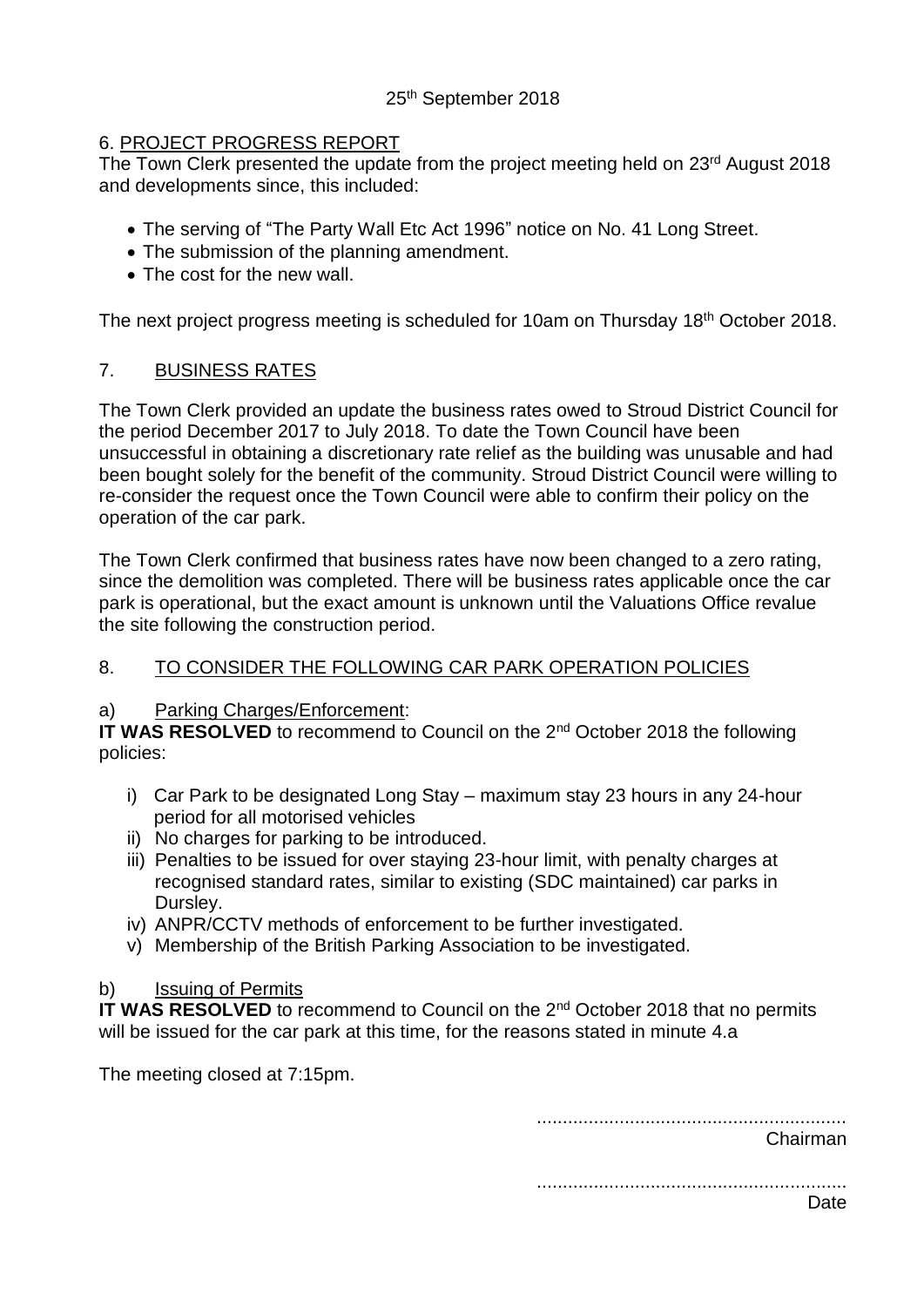25th September 2018

## 6. PROJECT PROGRESS REPORT

The Town Clerk presented the update from the project meeting held on 23rd August 2018 and developments since, this included:

- The serving of "The Party Wall Etc Act 1996" notice on No. 41 Long Street.
- The submission of the planning amendment.
- The cost for the new wall.

The next project progress meeting is scheduled for 10am on Thursday 18th October 2018.

## 7. BUSINESS RATES

The Town Clerk provided an update the business rates owed to Stroud District Council for the period December 2017 to July 2018. To date the Town Council have been unsuccessful in obtaining a discretionary rate relief as the building was unusable and had been bought solely for the benefit of the community. Stroud District Council were willing to re-consider the request once the Town Council were able to confirm their policy on the operation of the car park.

The Town Clerk confirmed that business rates have now been changed to a zero rating, since the demolition was completed. There will be business rates applicable once the car park is operational, but the exact amount is unknown until the Valuations Office revalue the site following the construction period.

## 8. TO CONSIDER THE FOLLOWING CAR PARK OPERATION POLICIES

### a) Parking Charges/Enforcement:

**IT WAS RESOLVED** to recommend to Council on the 2nd October 2018 the following policies:

i) Car Park to be designated Long Stay – maximum stay 23 hours in any 24-hour period for all motorised vehicles
ii) No charges for parking to be introduced.
iii) Penalties to be issued for over staying 23-hour limit, with penalty charges at recognised standard rates, similar to existing (SDC maintained) car parks in Dursley.
iv) ANPR/CCTV methods of enforcement to be further investigated.
v) Membership of the British Parking Association to be investigated.

### b) Issuing of Permits

**IT WAS RESOLVED** to recommend to Council on the 2nd October 2018 that no permits will be issued for the car park at this time, for the reasons stated in minute 4.a

The meeting closed at 7:15pm.

...........................................................
Chairman

...........................................................
Date